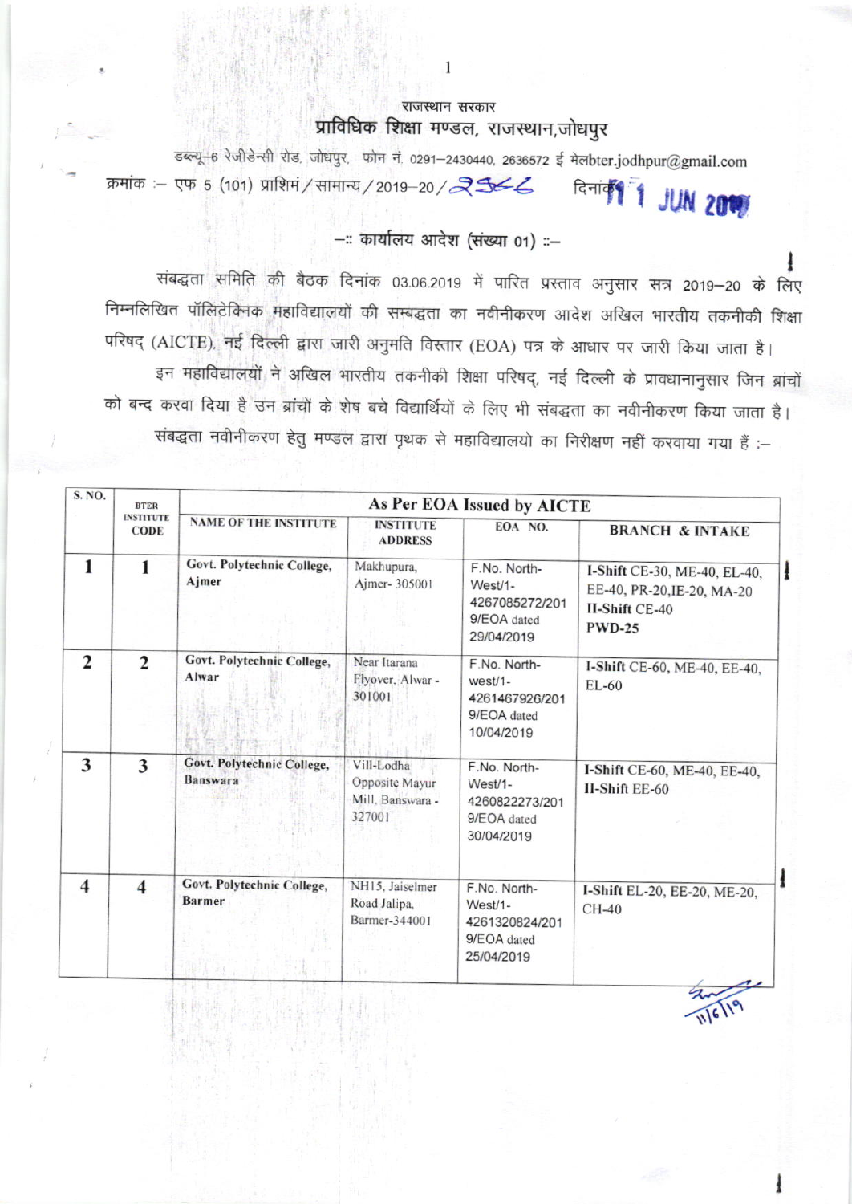राजस्थान सरकार

# प्राविधिक शिक्षा मण्डल, राजस्थान,जोधपुर

डब्ल्यू–6 रेजीडेन्सी रोड, जोधपुर, फोन नं. 0291–2430440, 2636572 ई मेलbter.jodhpur@gmail.com

क्रमांक :– एफ 5 (101) प्राशिमं / सामान्य / 2019–20 / 2566 दिनांक 11 JUN 2019

## –:: कार्यालय आदेश (संख्या 01) ::–

संबद्धता समिति की बैठक दिनांक 03.06.2019 में पारित प्रस्ताव अनुसार सत्र 2019–20 के लिए निम्नलिखित पॉलिटेक्निक महाविद्यालयों की सम्बद्धता का नवीनीकरण आदेश अखिल भारतीय तकनीकी शिक्षा परिषद् (AICTE), नई दिल्ली द्वारा जारी अनुमति विस्तार (EOA) पत्र के आधार पर जारी किया जाता है।

इन महाविद्यालयों ने अखिल भारतीय तकनीकी शिक्षा परिषद्, नई दिल्ली के प्रावधानानुसार जिन ब्रांचों को बन्द करवा दिया है उन ब्रांचों के शेष बचे विद्यार्थियों के लिए भी संबद्धता का नवीनीकरण किया जाता है। संबद्धता नवीनीकरण हेतु मण्डल द्वारा पृथक से महाविद्यालयो का निरीक्षण नहीं करवाया गया हैं :–

| S. NO. | BTER INSTITUTE CODE | As Per EOA Issued by AICTE | | | |
|---|---|---|---|---|---|
| | | NAME OF THE INSTITUTE | INSTITUTE ADDRESS | EOA NO. | BRANCH & INTAKE |
| 1 | 1 | Govt. Polytechnic College, Ajmer | Makhupura, Ajmer- 305001 | F.No. North-West/1-4267085272/2019/EOA dated 29/04/2019 | **I-Shift** CE-30, ME-40, EL-40, EE-40, PR-20,IE-20, MA-20 **II-Shift** CE-40 **PWD-25** |
| 2 | 2 | Govt. Polytechnic College, Alwar | Near Itarana Flyover, Alwar - 301001 | F.No. North-west/1-4261467926/2019/EOA dated 10/04/2019 | **I-Shift** CE-60, ME-40, EE-40, EL-60 |
| 3 | 3 | Govt. Polytechnic College, Banswara | Vill-Lodha Opposite Mayur Mill, Banswara - 327001 | F.No. North-West/1-4260822273/2019/EOA dated 30/04/2019 | **I-Shift** CE-60, ME-40, EE-40, **II-Shift** EE-60 |
| 4 | 4 | Govt. Polytechnic College, Barmer | NH15, Jaiselmer Road Jalipa, Barmer-344001 | F.No. North-West/1-4261320824/2019/EOA dated 25/04/2019 | **I-Shift** EL-20, EE-20, ME-20, CH-40 |

11/6/19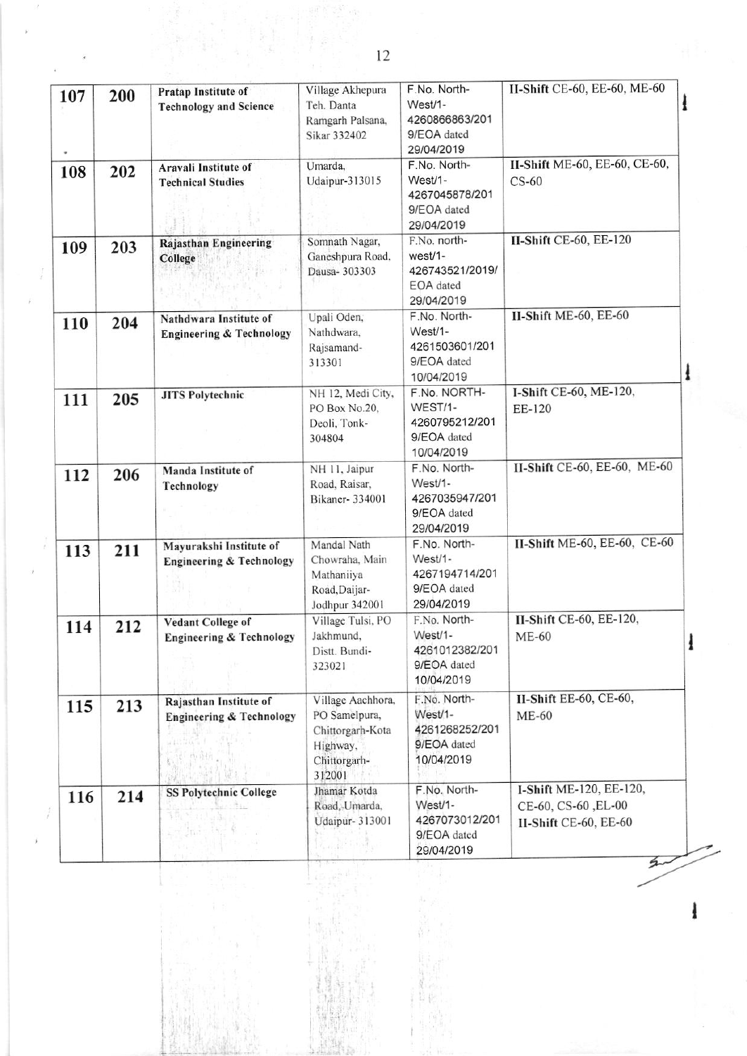| 107 | 200 | **Pratap Institute of Technology and Science** | Village Akhepura Teh. Danta Ramgarh Palsana, Sikar 332402 | F.No. North-West/1-4260866863/2019/EOA dated 29/04/2019 | **II-Shift** CE-60, EE-60, ME-60 |
|---|---|---|---|---|---|
| 108 | 202 | **Aravali Institute of Technical Studies** | Umarda, Udaipur-313015 | F.No. North-West/1-4267045878/2019/EOA dated 29/04/2019 | **II-Shift** ME-60, EE-60, CE-60, CS-60 |
| 109 | 203 | **Rajasthan Engineering College** | Somnath Nagar, Ganeshpura Road, Dausa- 303303 | F.No. north-west/1-426743521/2019/EOA dated 29/04/2019 | **II-Shift** CE-60, EE-120 |
| 110 | 204 | **Nathdwara Institute of Engineering & Technology** | Upali Oden, Nathdwara, Rajsamand-313301 | F.No. North-West/1-4261503601/2019/EOA dated 10/04/2019 | **II-Shift** ME-60, EE-60 |
| 111 | 205 | **JITS Polytechnic** | NH 12, Medi City, PO Box No.20, Deoli, Tonk-304804 | F.No. NORTH-WEST/1-4260795212/2019/EOA dated 10/04/2019 | **I-Shift** CE-60, ME-120, EE-120 |
| 112 | 206 | **Manda Institute of Technology** | NH 11, Jaipur Road, Raisar, Bikaner- 334001 | F.No. North-West/1-4267035947/2019/EOA dated 29/04/2019 | **II-Shift** CE-60, EE-60, ME-60 |
| 113 | 211 | **Mayurakshi Institute of Engineering & Technology** | Mandal Nath Chowraha, Main Mathaniiya Road,Daijar-Jodhpur 342001 | F.No. North-West/1-4267194714/2019/EOA dated 29/04/2019 | **II-Shift** ME-60, EE-60, CE-60 |
| 114 | 212 | **Vedant College of Engineering & Technology** | Village Tulsi, PO Jakhmund, Distt. Bundi-323021 | F.No. North-West/1-4261012382/2019/EOA dated 10/04/2019 | **II-Shift** CE-60, EE-120, ME-60 |
| 115 | 213 | **Rajasthan Institute of Engineering & Technology** | Village Aachhora, PO Samelpura, Chittorgarh-Kota Highway, Chittorgarh-312001 | F.No. North-West/1-4261268252/2019/EOA dated 10/04/2019 | **II-Shift** EE-60, CE-60, ME-60 |
| 116 | 214 | **SS Polytechnic College** | Jhamar Kotda Road, Umarda, Udaipur- 313001 | F.No. North-West/1-4267073012/2019/EOA dated 29/04/2019 | **I-Shift** ME-120, EE-120, CE-60, CS-60 ,EL-00 **II-Shift** CE-60, EE-60 |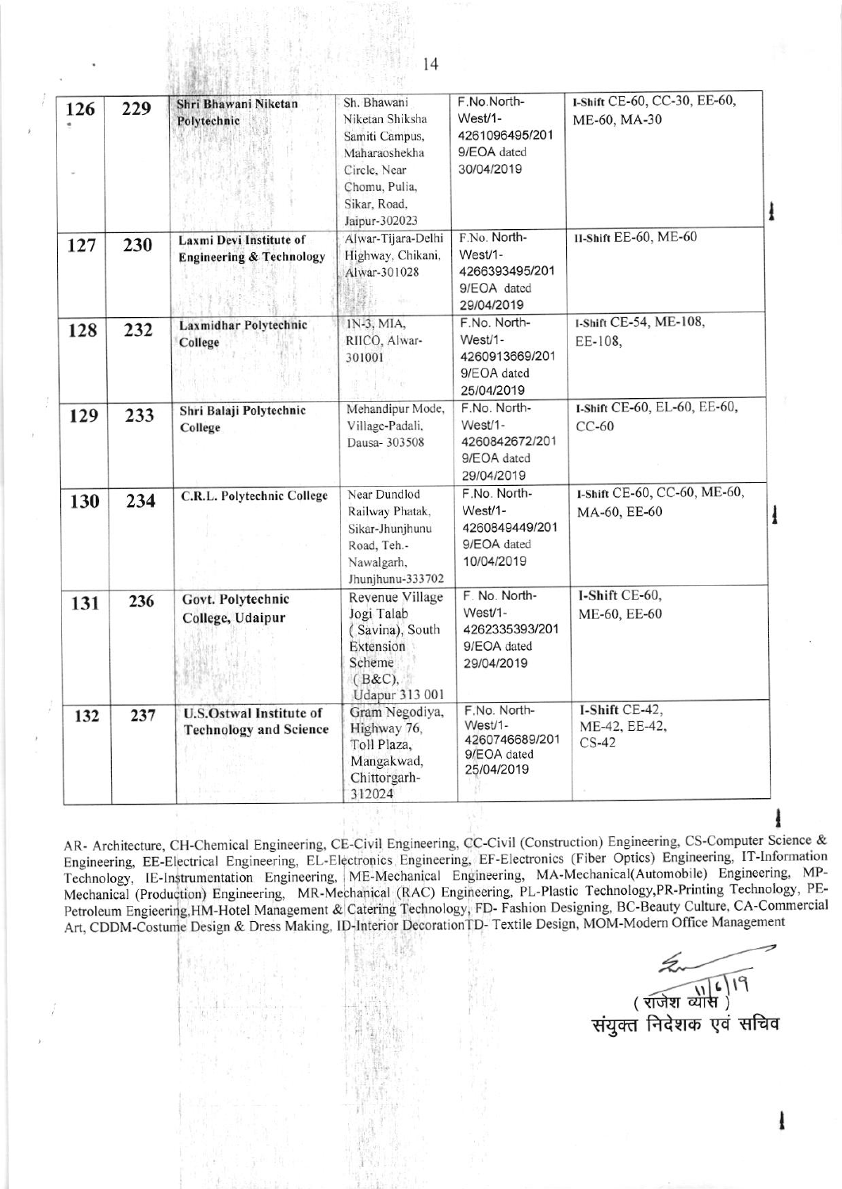| 126 | 229 | **Shri Bhawani Niketan Polytechnic** | Sh. Bhawani Niketan Shiksha Samiti Campus, Maharaoshekha Circle, Near Chomu, Pulia, Sikar, Road, Jaipur-302023 | F.No.North-West/1-4261096495/2019/EOA dated 30/04/2019 | I-Shift CE-60, CC-30, EE-60, ME-60, MA-30 |
|---|---|---|---|---|---|
| 127 | 230 | **Laxmi Devi Institute of Engineering & Technology** | Alwar-Tijara-Delhi Highway, Chikani, Alwar-301028 | F.No. North-West/1-4266393495/2019/EOA dated 29/04/2019 | II-Shift EE-60, ME-60 |
| 128 | 232 | **Laxmidhar Polytechnic College** | 1N-3, MIA, RIICO, Alwar-301001 | F.No. North-West/1-4260913669/2019/EOA dated 25/04/2019 | I-Shift CE-54, ME-108, EE-108, |
| 129 | 233 | **Shri Balaji Polytechnic College** | Mehandipur Mode, Village-Padali, Dausa- 303508 | F.No. North-West/1-4260842672/2019/EOA dated 29/04/2019 | I-Shift CE-60, EL-60, EE-60, CC-60 |
| 130 | 234 | **C.R.L. Polytechnic College** | Near Dundlod Railway Phatak, Sikar-Jhunjhunu Road, Teh.-Nawalgarh, Jhunjhunu-333702 | F.No. North-West/1-4260849449/2019/EOA dated 10/04/2019 | I-Shift CE-60, CC-60, ME-60, MA-60, EE-60 |
| 131 | 236 | **Govt. Polytechnic College, Udaipur** | Revenue Village Jogi Talab (Savina), South Extension Scheme (B&C), Udapur 313 001 | F. No. North-West/1-4262335393/2019/EOA dated 29/04/2019 | I-Shift CE-60, ME-60, EE-60 |
| 132 | 237 | **U.S.Ostwal Institute of Technology and Science** | Gram Negodiya, Highway 76, Toll Plaza, Mangakwad, Chittorgarh-312024 | F.No. North-West/1-4260746689/2019/EOA dated 25/04/2019 | I-Shift CE-42, ME-42, EE-42, CS-42 |

AR- Architecture, CH-Chemical Engineering, CE-Civil Engineering, CC-Civil (Construction) Engineering, CS-Computer Science & Engineering, EE-Electrical Engineering, EL-Electronics Engineering, EF-Electronics (Fiber Optics) Engineering, IT-Information Technology, IE-Instrumentation Engineering, ME-Mechanical Engineering, MA-Mechanical(Automobile) Engineering, MP-Mechanical (Production) Engineering, MR-Mechanical (RAC) Engineering, PL-Plastic Technology,PR-Printing Technology, PE-Petroleum Engieering,HM-Hotel Management & Catering Technology, FD- Fashion Designing, BC-Beauty Culture, CA-Commercial Art, CDDM-Costume Design & Dress Making, ID-Interior DecorationTD- Textile Design, MOM-Modern Office Management

11/6/19

( राजेश व्यास )

संयुक्त निदेशक एवं सचिव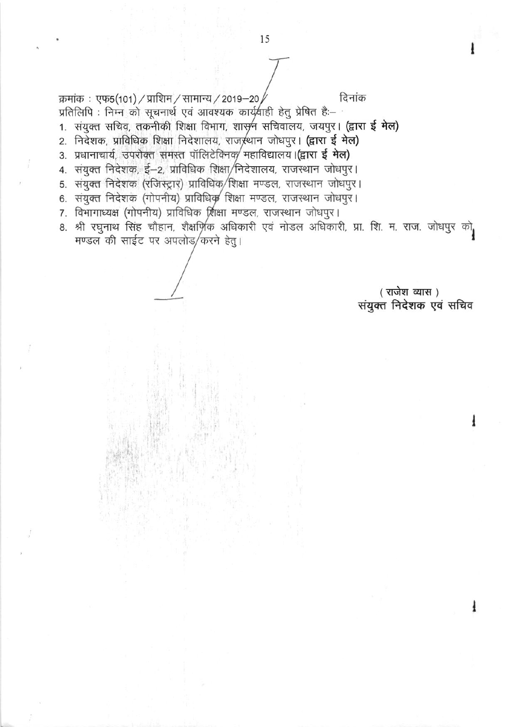क्रमांक : एफ5(101) / प्राशिम / सामान्य / 2019–20 /     दिनांक

प्रतिलिपि : निम्न को सूचनार्थ एवं आवश्यक कार्यवाही हेतु प्रेषित हैः–

1. संयुक्त सचिव, तकनीकी शिक्षा विभाग, शासन सचिवालय, जयपुर। **(द्वारा ई मेल)**
2. निदेशक, प्राविधिक शिक्षा निदेशालय, राजस्थान जोधपुर। **(द्वारा ई मेल)**
3. प्रधानाचार्य, उपरोक्त समस्त पॉलिटेक्निक महाविद्यालय। **(द्वारा ई मेल)**
4. संयुक्त निदेशक, ई–2, प्राविधिक शिक्षा निदेशालय, राजस्थान जोधपुर।
5. संयुक्त निदेशक (रजिस्ट्रार) प्राविधिक शिक्षा मण्डल, राजस्थान जोधपुर।
6. संयुक्त निदेशक (गोपनीय) प्राविधिक शिक्षा मण्डल, राजस्थान जोधपुर।
7. विभागाध्यक्ष (गोपनीय) प्राविधिक शिक्षा मण्डल, राजस्थान जोधपुर।
8. श्री रघुनाथ सिंह चौहान, शैक्षणिक अधिकारी एवं नोडल अधिकारी, प्रा. शि. म. राज. जोधपुर को मण्डल की साईट पर अपलोड करने हेतु।

( राजेश व्यास )
**संयुक्त निदेशक एवं सचिव**